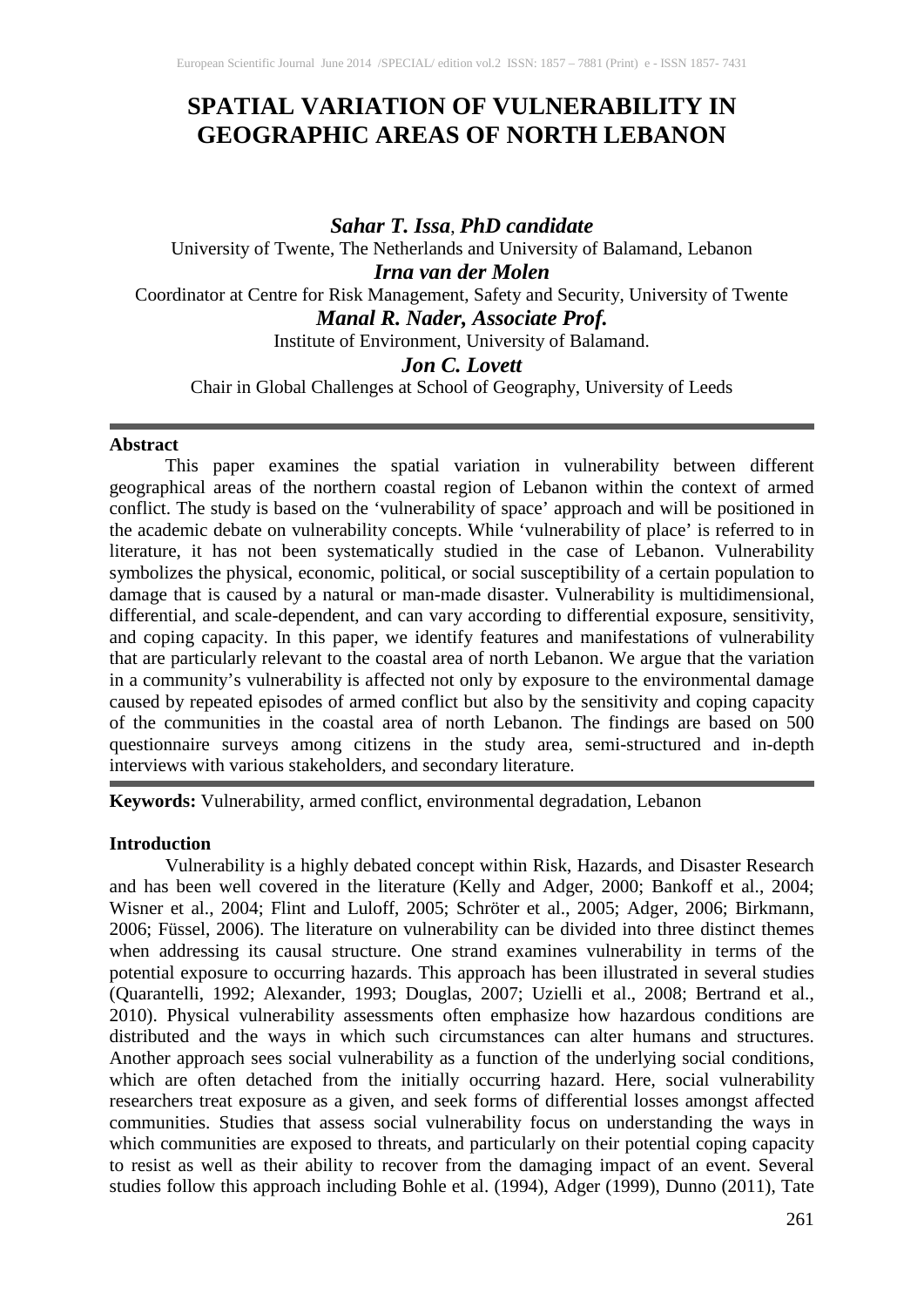# SPATIAL VARIATION OF VULNERABILITY IN GEOGRAPHIC AREAS OF NORTH LEBANON

***Sahar T. Issa*, *PhD candidate***
University of Twente, The Netherlands and University of Balamand, Lebanon

***Irna van der Molen***
Coordinator at Centre for Risk Management, Safety and Security, University of Twente

***Manal R. Nader, Associate Prof.***
Institute of Environment, University of Balamand.

***Jon C. Lovett***
Chair in Global Challenges at School of Geography, University of Leeds

---

**Abstract**

This paper examines the spatial variation in vulnerability between different geographical areas of the northern coastal region of Lebanon within the context of armed conflict. The study is based on the 'vulnerability of space' approach and will be positioned in the academic debate on vulnerability concepts. While 'vulnerability of place' is referred to in literature, it has not been systematically studied in the case of Lebanon. Vulnerability symbolizes the physical, economic, political, or social susceptibility of a certain population to damage that is caused by a natural or man-made disaster. Vulnerability is multidimensional, differential, and scale-dependent, and can vary according to differential exposure, sensitivity, and coping capacity. In this paper, we identify features and manifestations of vulnerability that are particularly relevant to the coastal area of north Lebanon. We argue that the variation in a community's vulnerability is affected not only by exposure to the environmental damage caused by repeated episodes of armed conflict but also by the sensitivity and coping capacity of the communities in the coastal area of north Lebanon. The findings are based on 500 questionnaire surveys among citizens in the study area, semi-structured and in-depth interviews with various stakeholders, and secondary literature.

---

**Keywords:** Vulnerability, armed conflict, environmental degradation, Lebanon

## Introduction

Vulnerability is a highly debated concept within Risk, Hazards, and Disaster Research and has been well covered in the literature (Kelly and Adger, 2000; Bankoff et al., 2004; Wisner et al., 2004; Flint and Luloff, 2005; Schröter et al., 2005; Adger, 2006; Birkmann, 2006; Füssel, 2006). The literature on vulnerability can be divided into three distinct themes when addressing its causal structure. One strand examines vulnerability in terms of the potential exposure to occurring hazards. This approach has been illustrated in several studies (Quarantelli, 1992; Alexander, 1993; Douglas, 2007; Uzielli et al., 2008; Bertrand et al., 2010). Physical vulnerability assessments often emphasize how hazardous conditions are distributed and the ways in which such circumstances can alter humans and structures. Another approach sees social vulnerability as a function of the underlying social conditions, which are often detached from the initially occurring hazard. Here, social vulnerability researchers treat exposure as a given, and seek forms of differential losses amongst affected communities. Studies that assess social vulnerability focus on understanding the ways in which communities are exposed to threats, and particularly on their potential coping capacity to resist as well as their ability to recover from the damaging impact of an event. Several studies follow this approach including Bohle et al. (1994), Adger (1999), Dunno (2011), Tate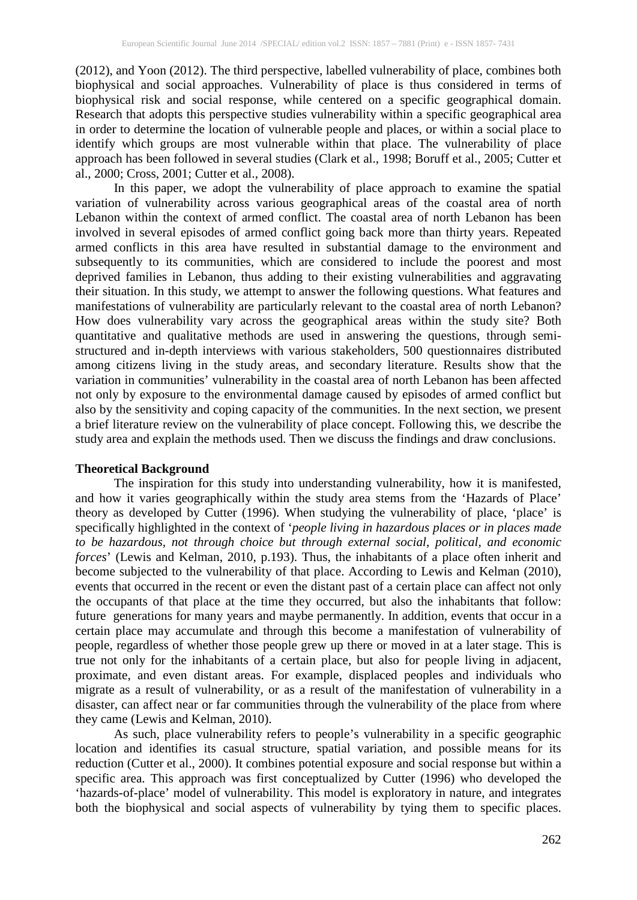(2012), and Yoon (2012). The third perspective, labelled vulnerability of place, combines both biophysical and social approaches. Vulnerability of place is thus considered in terms of biophysical risk and social response, while centered on a specific geographical domain. Research that adopts this perspective studies vulnerability within a specific geographical area in order to determine the location of vulnerable people and places, or within a social place to identify which groups are most vulnerable within that place. The vulnerability of place approach has been followed in several studies (Clark et al., 1998; Boruff et al., 2005; Cutter et al., 2000; Cross, 2001; Cutter et al., 2008).

In this paper, we adopt the vulnerability of place approach to examine the spatial variation of vulnerability across various geographical areas of the coastal area of north Lebanon within the context of armed conflict. The coastal area of north Lebanon has been involved in several episodes of armed conflict going back more than thirty years. Repeated armed conflicts in this area have resulted in substantial damage to the environment and subsequently to its communities, which are considered to include the poorest and most deprived families in Lebanon, thus adding to their existing vulnerabilities and aggravating their situation. In this study, we attempt to answer the following questions. What features and manifestations of vulnerability are particularly relevant to the coastal area of north Lebanon? How does vulnerability vary across the geographical areas within the study site? Both quantitative and qualitative methods are used in answering the questions, through semi-structured and in-depth interviews with various stakeholders, 500 questionnaires distributed among citizens living in the study areas, and secondary literature. Results show that the variation in communities' vulnerability in the coastal area of north Lebanon has been affected not only by exposure to the environmental damage caused by episodes of armed conflict but also by the sensitivity and coping capacity of the communities. In the next section, we present a brief literature review on the vulnerability of place concept. Following this, we describe the study area and explain the methods used. Then we discuss the findings and draw conclusions.

## Theoretical Background

The inspiration for this study into understanding vulnerability, how it is manifested, and how it varies geographically within the study area stems from the 'Hazards of Place' theory as developed by Cutter (1996). When studying the vulnerability of place, 'place' is specifically highlighted in the context of '*people living in hazardous places or in places made to be hazardous, not through choice but through external social, political, and economic forces*' (Lewis and Kelman, 2010, p.193). Thus, the inhabitants of a place often inherit and become subjected to the vulnerability of that place. According to Lewis and Kelman (2010), events that occurred in the recent or even the distant past of a certain place can affect not only the occupants of that place at the time they occurred, but also the inhabitants that follow: future generations for many years and maybe permanently. In addition, events that occur in a certain place may accumulate and through this become a manifestation of vulnerability of people, regardless of whether those people grew up there or moved in at a later stage. This is true not only for the inhabitants of a certain place, but also for people living in adjacent, proximate, and even distant areas. For example, displaced peoples and individuals who migrate as a result of vulnerability, or as a result of the manifestation of vulnerability in a disaster, can affect near or far communities through the vulnerability of the place from where they came (Lewis and Kelman, 2010).

As such, place vulnerability refers to people's vulnerability in a specific geographic location and identifies its casual structure, spatial variation, and possible means for its reduction (Cutter et al., 2000). It combines potential exposure and social response but within a specific area. This approach was first conceptualized by Cutter (1996) who developed the 'hazards-of-place' model of vulnerability. This model is exploratory in nature, and integrates both the biophysical and social aspects of vulnerability by tying them to specific places.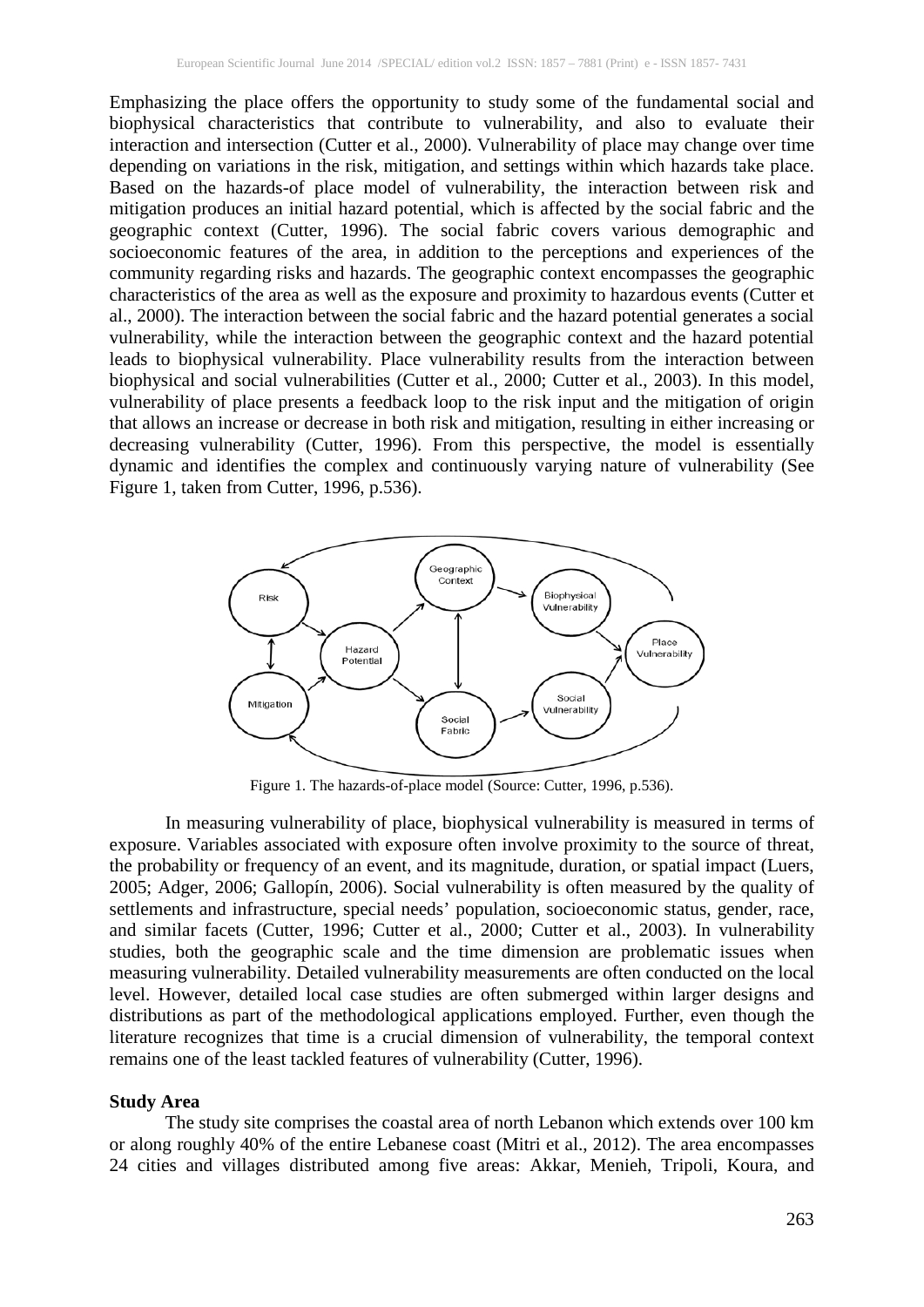Emphasizing the place offers the opportunity to study some of the fundamental social and biophysical characteristics that contribute to vulnerability, and also to evaluate their interaction and intersection (Cutter et al., 2000). Vulnerability of place may change over time depending on variations in the risk, mitigation, and settings within which hazards take place. Based on the hazards-of place model of vulnerability, the interaction between risk and mitigation produces an initial hazard potential, which is affected by the social fabric and the geographic context (Cutter, 1996). The social fabric covers various demographic and socioeconomic features of the area, in addition to the perceptions and experiences of the community regarding risks and hazards. The geographic context encompasses the geographic characteristics of the area as well as the exposure and proximity to hazardous events (Cutter et al., 2000). The interaction between the social fabric and the hazard potential generates a social vulnerability, while the interaction between the geographic context and the hazard potential leads to biophysical vulnerability. Place vulnerability results from the interaction between biophysical and social vulnerabilities (Cutter et al., 2000; Cutter et al., 2003). In this model, vulnerability of place presents a feedback loop to the risk input and the mitigation of origin that allows an increase or decrease in both risk and mitigation, resulting in either increasing or decreasing vulnerability (Cutter, 1996). From this perspective, the model is essentially dynamic and identifies the complex and continuously varying nature of vulnerability (See Figure 1, taken from Cutter, 1996, p.536).

Figure 1. The hazards-of-place model (Source: Cutter, 1996, p.536).

In measuring vulnerability of place, biophysical vulnerability is measured in terms of exposure. Variables associated with exposure often involve proximity to the source of threat, the probability or frequency of an event, and its magnitude, duration, or spatial impact (Luers, 2005; Adger, 2006; Gallopín, 2006). Social vulnerability is often measured by the quality of settlements and infrastructure, special needs' population, socioeconomic status, gender, race, and similar facets (Cutter, 1996; Cutter et al., 2000; Cutter et al., 2003). In vulnerability studies, both the geographic scale and the time dimension are problematic issues when measuring vulnerability. Detailed vulnerability measurements are often conducted on the local level. However, detailed local case studies are often submerged within larger designs and distributions as part of the methodological applications employed. Further, even though the literature recognizes that time is a crucial dimension of vulnerability, the temporal context remains one of the least tackled features of vulnerability (Cutter, 1996).

**Study Area**

The study site comprises the coastal area of north Lebanon which extends over 100 km or along roughly 40% of the entire Lebanese coast (Mitri et al., 2012). The area encompasses 24 cities and villages distributed among five areas: Akkar, Menieh, Tripoli, Koura, and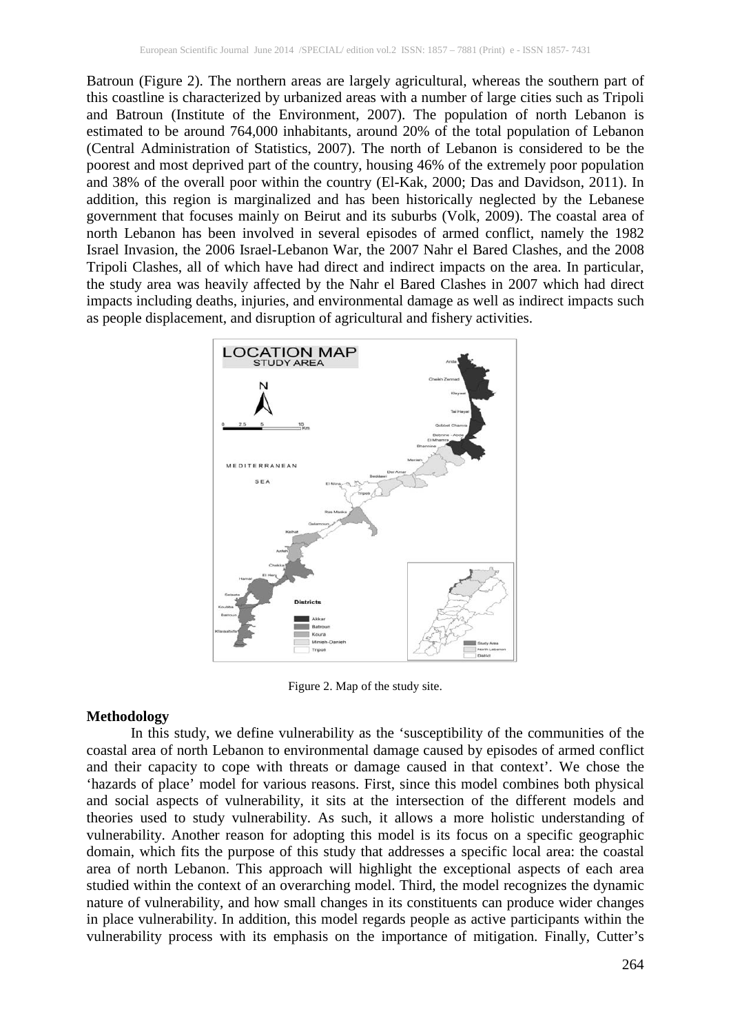Batroun (Figure 2). The northern areas are largely agricultural, whereas the southern part of this coastline is characterized by urbanized areas with a number of large cities such as Tripoli and Batroun (Institute of the Environment, 2007). The population of north Lebanon is estimated to be around 764,000 inhabitants, around 20% of the total population of Lebanon (Central Administration of Statistics, 2007). The north of Lebanon is considered to be the poorest and most deprived part of the country, housing 46% of the extremely poor population and 38% of the overall poor within the country (El-Kak, 2000; Das and Davidson, 2011). In addition, this region is marginalized and has been historically neglected by the Lebanese government that focuses mainly on Beirut and its suburbs (Volk, 2009). The coastal area of north Lebanon has been involved in several episodes of armed conflict, namely the 1982 Israel Invasion, the 2006 Israel-Lebanon War, the 2007 Nahr el Bared Clashes, and the 2008 Tripoli Clashes, all of which have had direct and indirect impacts on the area. In particular, the study area was heavily affected by the Nahr el Bared Clashes in 2007 which had direct impacts including deaths, injuries, and environmental damage as well as indirect impacts such as people displacement, and disruption of agricultural and fishery activities.

Figure 2. Map of the study site.

## Methodology

In this study, we define vulnerability as the 'susceptibility of the communities of the coastal area of north Lebanon to environmental damage caused by episodes of armed conflict and their capacity to cope with threats or damage caused in that context'. We chose the 'hazards of place' model for various reasons. First, since this model combines both physical and social aspects of vulnerability, it sits at the intersection of the different models and theories used to study vulnerability. As such, it allows a more holistic understanding of vulnerability. Another reason for adopting this model is its focus on a specific geographic domain, which fits the purpose of this study that addresses a specific local area: the coastal area of north Lebanon. This approach will highlight the exceptional aspects of each area studied within the context of an overarching model. Third, the model recognizes the dynamic nature of vulnerability, and how small changes in its constituents can produce wider changes in place vulnerability. In addition, this model regards people as active participants within the vulnerability process with its emphasis on the importance of mitigation. Finally, Cutter's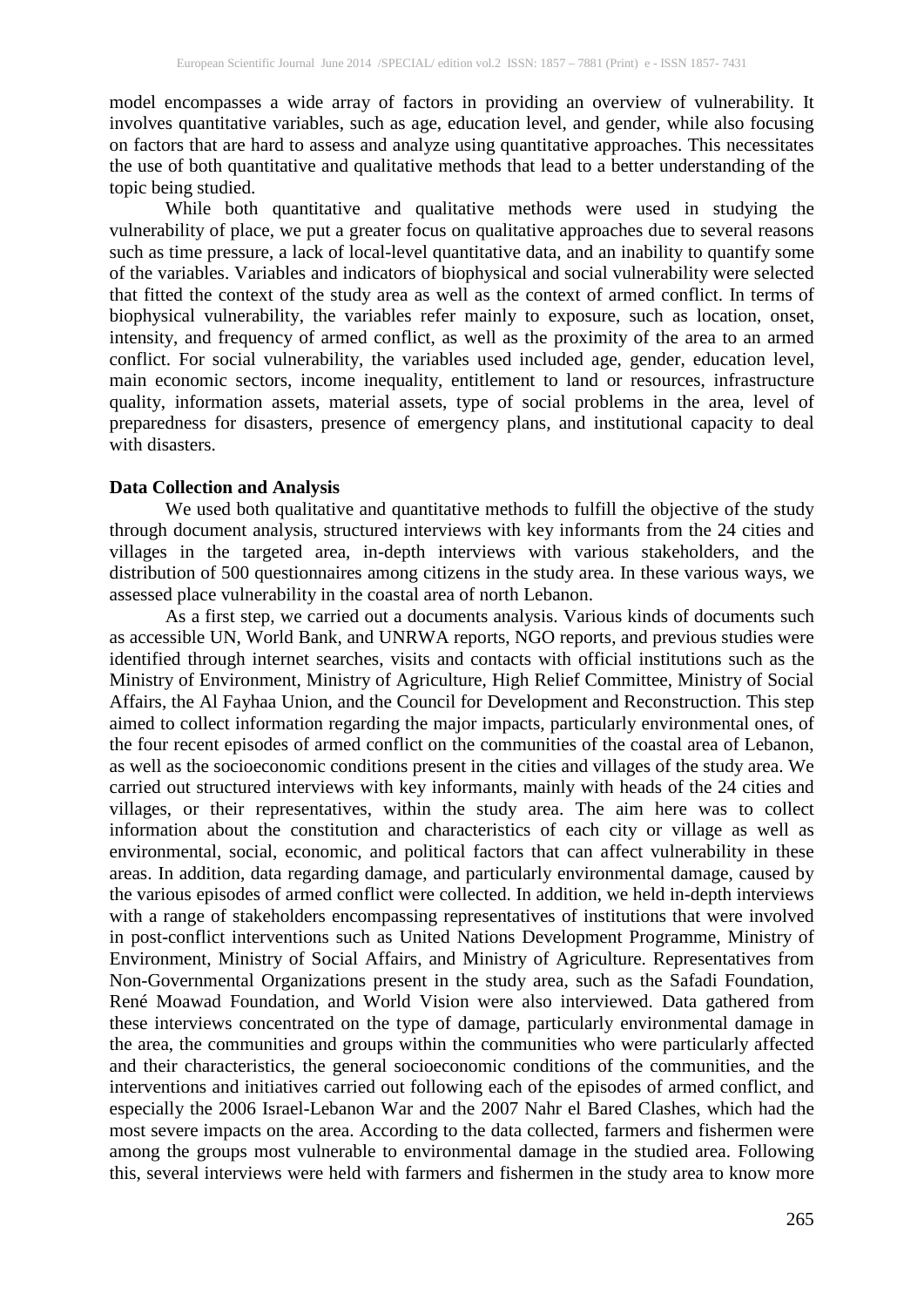model encompasses a wide array of factors in providing an overview of vulnerability. It involves quantitative variables, such as age, education level, and gender, while also focusing on factors that are hard to assess and analyze using quantitative approaches. This necessitates the use of both quantitative and qualitative methods that lead to a better understanding of the topic being studied.

While both quantitative and qualitative methods were used in studying the vulnerability of place, we put a greater focus on qualitative approaches due to several reasons such as time pressure, a lack of local-level quantitative data, and an inability to quantify some of the variables. Variables and indicators of biophysical and social vulnerability were selected that fitted the context of the study area as well as the context of armed conflict. In terms of biophysical vulnerability, the variables refer mainly to exposure, such as location, onset, intensity, and frequency of armed conflict, as well as the proximity of the area to an armed conflict. For social vulnerability, the variables used included age, gender, education level, main economic sectors, income inequality, entitlement to land or resources, infrastructure quality, information assets, material assets, type of social problems in the area, level of preparedness for disasters, presence of emergency plans, and institutional capacity to deal with disasters.

**Data Collection and Analysis**

We used both qualitative and quantitative methods to fulfill the objective of the study through document analysis, structured interviews with key informants from the 24 cities and villages in the targeted area, in-depth interviews with various stakeholders, and the distribution of 500 questionnaires among citizens in the study area. In these various ways, we assessed place vulnerability in the coastal area of north Lebanon.

As a first step, we carried out a documents analysis. Various kinds of documents such as accessible UN, World Bank, and UNRWA reports, NGO reports, and previous studies were identified through internet searches, visits and contacts with official institutions such as the Ministry of Environment, Ministry of Agriculture, High Relief Committee, Ministry of Social Affairs, the Al Fayhaa Union, and the Council for Development and Reconstruction. This step aimed to collect information regarding the major impacts, particularly environmental ones, of the four recent episodes of armed conflict on the communities of the coastal area of Lebanon, as well as the socioeconomic conditions present in the cities and villages of the study area. We carried out structured interviews with key informants, mainly with heads of the 24 cities and villages, or their representatives, within the study area. The aim here was to collect information about the constitution and characteristics of each city or village as well as environmental, social, economic, and political factors that can affect vulnerability in these areas. In addition, data regarding damage, and particularly environmental damage, caused by the various episodes of armed conflict were collected. In addition, we held in-depth interviews with a range of stakeholders encompassing representatives of institutions that were involved in post-conflict interventions such as United Nations Development Programme, Ministry of Environment, Ministry of Social Affairs, and Ministry of Agriculture. Representatives from Non-Governmental Organizations present in the study area, such as the Safadi Foundation, René Moawad Foundation, and World Vision were also interviewed. Data gathered from these interviews concentrated on the type of damage, particularly environmental damage in the area, the communities and groups within the communities who were particularly affected and their characteristics, the general socioeconomic conditions of the communities, and the interventions and initiatives carried out following each of the episodes of armed conflict, and especially the 2006 Israel-Lebanon War and the 2007 Nahr el Bared Clashes, which had the most severe impacts on the area. According to the data collected, farmers and fishermen were among the groups most vulnerable to environmental damage in the studied area. Following this, several interviews were held with farmers and fishermen in the study area to know more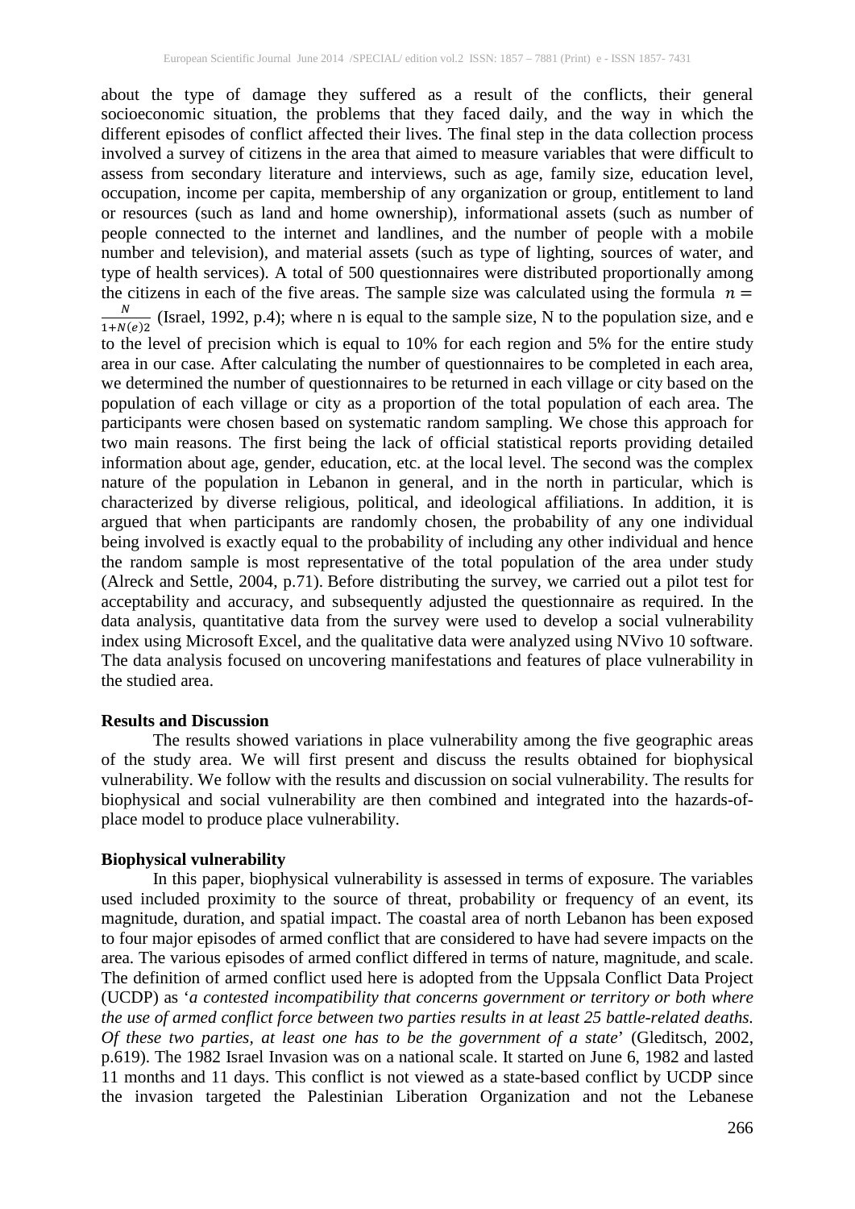about the type of damage they suffered as a result of the conflicts, their general socioeconomic situation, the problems that they faced daily, and the way in which the different episodes of conflict affected their lives. The final step in the data collection process involved a survey of citizens in the area that aimed to measure variables that were difficult to assess from secondary literature and interviews, such as age, family size, education level, occupation, income per capita, membership of any organization or group, entitlement to land or resources (such as land and home ownership), informational assets (such as number of people connected to the internet and landlines, and the number of people with a mobile number and television), and material assets (such as type of lighting, sources of water, and type of health services). A total of 500 questionnaires were distributed proportionally among the citizens in each of the five areas. The sample size was calculated using the formula $n = \frac{N}{1+N(e)2}$ (Israel, 1992, p.4); where n is equal to the sample size, N to the population size, and e to the level of precision which is equal to 10% for each region and 5% for the entire study area in our case. After calculating the number of questionnaires to be completed in each area, we determined the number of questionnaires to be returned in each village or city based on the population of each village or city as a proportion of the total population of each area. The participants were chosen based on systematic random sampling. We chose this approach for two main reasons. The first being the lack of official statistical reports providing detailed information about age, gender, education, etc. at the local level. The second was the complex nature of the population in Lebanon in general, and in the north in particular, which is characterized by diverse religious, political, and ideological affiliations. In addition, it is argued that when participants are randomly chosen, the probability of any one individual being involved is exactly equal to the probability of including any other individual and hence the random sample is most representative of the total population of the area under study (Alreck and Settle, 2004, p.71). Before distributing the survey, we carried out a pilot test for acceptability and accuracy, and subsequently adjusted the questionnaire as required. In the data analysis, quantitative data from the survey were used to develop a social vulnerability index using Microsoft Excel, and the qualitative data were analyzed using NVivo 10 software. The data analysis focused on uncovering manifestations and features of place vulnerability in the studied area.

**Results and Discussion**

The results showed variations in place vulnerability among the five geographic areas of the study area. We will first present and discuss the results obtained for biophysical vulnerability. We follow with the results and discussion on social vulnerability. The results for biophysical and social vulnerability are then combined and integrated into the hazards-of-place model to produce place vulnerability.

**Biophysical vulnerability**

In this paper, biophysical vulnerability is assessed in terms of exposure. The variables used included proximity to the source of threat, probability or frequency of an event, its magnitude, duration, and spatial impact. The coastal area of north Lebanon has been exposed to four major episodes of armed conflict that are considered to have had severe impacts on the area. The various episodes of armed conflict differed in terms of nature, magnitude, and scale. The definition of armed conflict used here is adopted from the Uppsala Conflict Data Project (UCDP) as '*a contested incompatibility that concerns government or territory or both where the use of armed conflict force between two parties results in at least 25 battle-related deaths. Of these two parties, at least one has to be the government of a state*' (Gleditsch, 2002, p.619). The 1982 Israel Invasion was on a national scale. It started on June 6, 1982 and lasted 11 months and 11 days. This conflict is not viewed as a state-based conflict by UCDP since the invasion targeted the Palestinian Liberation Organization and not the Lebanese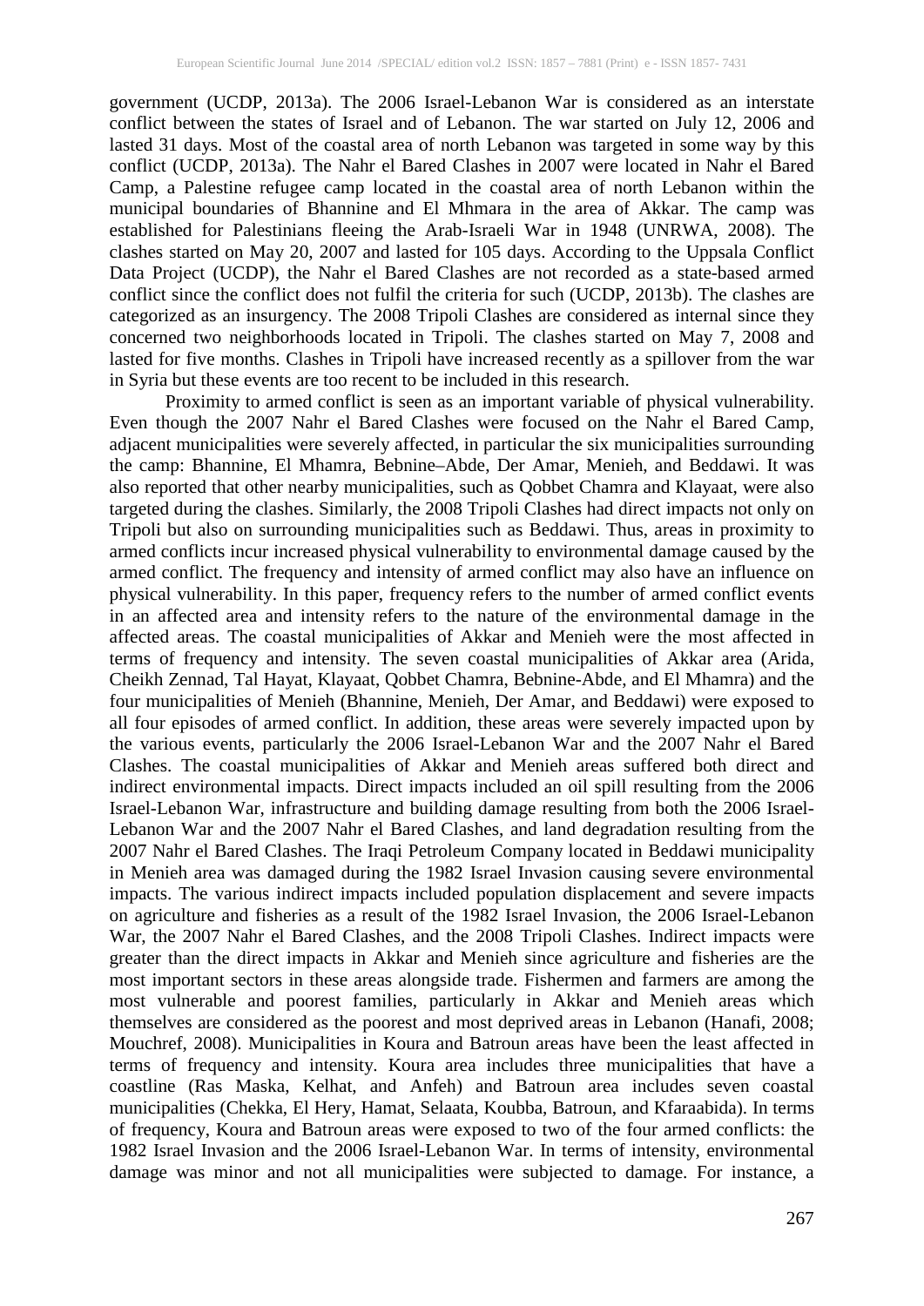government (UCDP, 2013a). The 2006 Israel-Lebanon War is considered as an interstate conflict between the states of Israel and of Lebanon. The war started on July 12, 2006 and lasted 31 days. Most of the coastal area of north Lebanon was targeted in some way by this conflict (UCDP, 2013a). The Nahr el Bared Clashes in 2007 were located in Nahr el Bared Camp, a Palestine refugee camp located in the coastal area of north Lebanon within the municipal boundaries of Bhannine and El Mhmara in the area of Akkar. The camp was established for Palestinians fleeing the Arab-Israeli War in 1948 (UNRWA, 2008). The clashes started on May 20, 2007 and lasted for 105 days. According to the Uppsala Conflict Data Project (UCDP), the Nahr el Bared Clashes are not recorded as a state-based armed conflict since the conflict does not fulfil the criteria for such (UCDP, 2013b). The clashes are categorized as an insurgency. The 2008 Tripoli Clashes are considered as internal since they concerned two neighborhoods located in Tripoli. The clashes started on May 7, 2008 and lasted for five months. Clashes in Tripoli have increased recently as a spillover from the war in Syria but these events are too recent to be included in this research.

Proximity to armed conflict is seen as an important variable of physical vulnerability. Even though the 2007 Nahr el Bared Clashes were focused on the Nahr el Bared Camp, adjacent municipalities were severely affected, in particular the six municipalities surrounding the camp: Bhannine, El Mhamra, Bebnine–Abde, Der Amar, Menieh, and Beddawi. It was also reported that other nearby municipalities, such as Qobbet Chamra and Klayaat, were also targeted during the clashes. Similarly, the 2008 Tripoli Clashes had direct impacts not only on Tripoli but also on surrounding municipalities such as Beddawi. Thus, areas in proximity to armed conflicts incur increased physical vulnerability to environmental damage caused by the armed conflict. The frequency and intensity of armed conflict may also have an influence on physical vulnerability. In this paper, frequency refers to the number of armed conflict events in an affected area and intensity refers to the nature of the environmental damage in the affected areas. The coastal municipalities of Akkar and Menieh were the most affected in terms of frequency and intensity. The seven coastal municipalities of Akkar area (Arida, Cheikh Zennad, Tal Hayat, Klayaat, Qobbet Chamra, Bebnine-Abde, and El Mhamra) and the four municipalities of Menieh (Bhannine, Menieh, Der Amar, and Beddawi) were exposed to all four episodes of armed conflict. In addition, these areas were severely impacted upon by the various events, particularly the 2006 Israel-Lebanon War and the 2007 Nahr el Bared Clashes. The coastal municipalities of Akkar and Menieh areas suffered both direct and indirect environmental impacts. Direct impacts included an oil spill resulting from the 2006 Israel-Lebanon War, infrastructure and building damage resulting from both the 2006 Israel-Lebanon War and the 2007 Nahr el Bared Clashes, and land degradation resulting from the 2007 Nahr el Bared Clashes. The Iraqi Petroleum Company located in Beddawi municipality in Menieh area was damaged during the 1982 Israel Invasion causing severe environmental impacts. The various indirect impacts included population displacement and severe impacts on agriculture and fisheries as a result of the 1982 Israel Invasion, the 2006 Israel-Lebanon War, the 2007 Nahr el Bared Clashes, and the 2008 Tripoli Clashes. Indirect impacts were greater than the direct impacts in Akkar and Menieh since agriculture and fisheries are the most important sectors in these areas alongside trade. Fishermen and farmers are among the most vulnerable and poorest families, particularly in Akkar and Menieh areas which themselves are considered as the poorest and most deprived areas in Lebanon (Hanafi, 2008; Mouchref, 2008). Municipalities in Koura and Batroun areas have been the least affected in terms of frequency and intensity. Koura area includes three municipalities that have a coastline (Ras Maska, Kelhat, and Anfeh) and Batroun area includes seven coastal municipalities (Chekka, El Hery, Hamat, Selaata, Koubba, Batroun, and Kfaraabida). In terms of frequency, Koura and Batroun areas were exposed to two of the four armed conflicts: the 1982 Israel Invasion and the 2006 Israel-Lebanon War. In terms of intensity, environmental damage was minor and not all municipalities were subjected to damage. For instance, a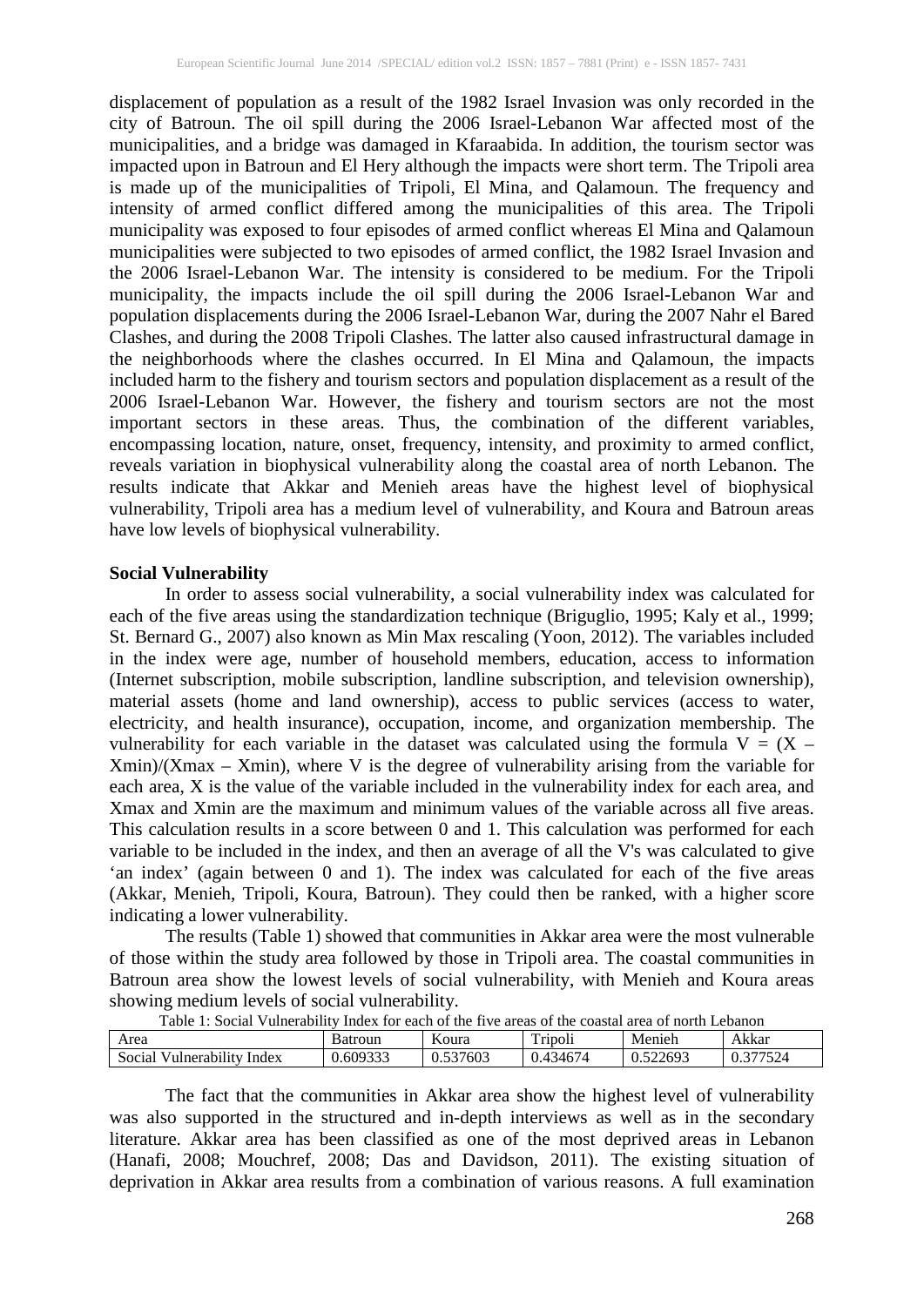displacement of population as a result of the 1982 Israel Invasion was only recorded in the city of Batroun. The oil spill during the 2006 Israel-Lebanon War affected most of the municipalities, and a bridge was damaged in Kfaraabida. In addition, the tourism sector was impacted upon in Batroun and El Hery although the impacts were short term. The Tripoli area is made up of the municipalities of Tripoli, El Mina, and Qalamoun. The frequency and intensity of armed conflict differed among the municipalities of this area. The Tripoli municipality was exposed to four episodes of armed conflict whereas El Mina and Qalamoun municipalities were subjected to two episodes of armed conflict, the 1982 Israel Invasion and the 2006 Israel-Lebanon War. The intensity is considered to be medium. For the Tripoli municipality, the impacts include the oil spill during the 2006 Israel-Lebanon War and population displacements during the 2006 Israel-Lebanon War, during the 2007 Nahr el Bared Clashes, and during the 2008 Tripoli Clashes. The latter also caused infrastructural damage in the neighborhoods where the clashes occurred. In El Mina and Qalamoun, the impacts included harm to the fishery and tourism sectors and population displacement as a result of the 2006 Israel-Lebanon War. However, the fishery and tourism sectors are not the most important sectors in these areas. Thus, the combination of the different variables, encompassing location, nature, onset, frequency, intensity, and proximity to armed conflict, reveals variation in biophysical vulnerability along the coastal area of north Lebanon. The results indicate that Akkar and Menieh areas have the highest level of biophysical vulnerability, Tripoli area has a medium level of vulnerability, and Koura and Batroun areas have low levels of biophysical vulnerability.

**Social Vulnerability**

In order to assess social vulnerability, a social vulnerability index was calculated for each of the five areas using the standardization technique (Briguglio, 1995; Kaly et al., 1999; St. Bernard G., 2007) also known as Min Max rescaling (Yoon, 2012). The variables included in the index were age, number of household members, education, access to information (Internet subscription, mobile subscription, landline subscription, and television ownership), material assets (home and land ownership), access to public services (access to water, electricity, and health insurance), occupation, income, and organization membership. The vulnerability for each variable in the dataset was calculated using the formula $V = (X - X_{min})/(X_{max} - X_{min})$, where V is the degree of vulnerability arising from the variable for each area, X is the value of the variable included in the vulnerability index for each area, and $X_{max}$ and $X_{min}$ are the maximum and minimum values of the variable across all five areas. This calculation results in a score between 0 and 1. This calculation was performed for each variable to be included in the index, and then an average of all the V's was calculated to give 'an index' (again between 0 and 1). The index was calculated for each of the five areas (Akkar, Menieh, Tripoli, Koura, Batroun). They could then be ranked, with a higher score indicating a lower vulnerability.

The results (Table 1) showed that communities in Akkar area were the most vulnerable of those within the study area followed by those in Tripoli area. The coastal communities in Batroun area show the lowest levels of social vulnerability, with Menieh and Koura areas showing medium levels of social vulnerability.

Table 1: Social Vulnerability Index for each of the five areas of the coastal area of north Lebanon

| Area | Batroun | Koura | Tripoli | Menieh | Akkar |
|---|---|---|---|---|---|
| Social Vulnerability Index | 0.609333 | 0.537603 | 0.434674 | 0.522693 | 0.377524 |

The fact that the communities in Akkar area show the highest level of vulnerability was also supported in the structured and in-depth interviews as well as in the secondary literature. Akkar area has been classified as one of the most deprived areas in Lebanon (Hanafi, 2008; Mouchref, 2008; Das and Davidson, 2011). The existing situation of deprivation in Akkar area results from a combination of various reasons. A full examination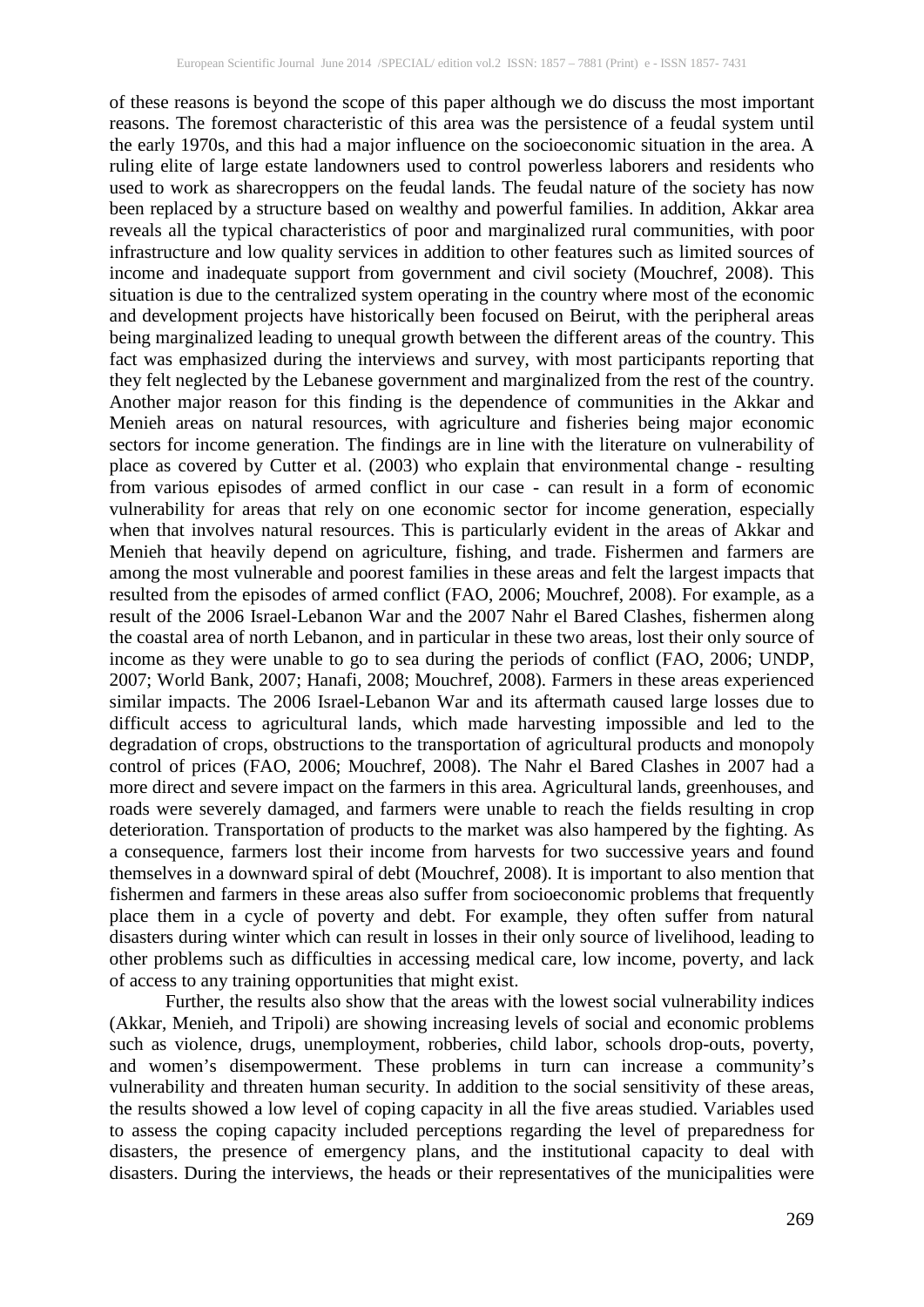of these reasons is beyond the scope of this paper although we do discuss the most important reasons. The foremost characteristic of this area was the persistence of a feudal system until the early 1970s, and this had a major influence on the socioeconomic situation in the area. A ruling elite of large estate landowners used to control powerless laborers and residents who used to work as sharecroppers on the feudal lands. The feudal nature of the society has now been replaced by a structure based on wealthy and powerful families. In addition, Akkar area reveals all the typical characteristics of poor and marginalized rural communities, with poor infrastructure and low quality services in addition to other features such as limited sources of income and inadequate support from government and civil society (Mouchref, 2008). This situation is due to the centralized system operating in the country where most of the economic and development projects have historically been focused on Beirut, with the peripheral areas being marginalized leading to unequal growth between the different areas of the country. This fact was emphasized during the interviews and survey, with most participants reporting that they felt neglected by the Lebanese government and marginalized from the rest of the country. Another major reason for this finding is the dependence of communities in the Akkar and Menieh areas on natural resources, with agriculture and fisheries being major economic sectors for income generation. The findings are in line with the literature on vulnerability of place as covered by Cutter et al. (2003) who explain that environmental change - resulting from various episodes of armed conflict in our case - can result in a form of economic vulnerability for areas that rely on one economic sector for income generation, especially when that involves natural resources. This is particularly evident in the areas of Akkar and Menieh that heavily depend on agriculture, fishing, and trade. Fishermen and farmers are among the most vulnerable and poorest families in these areas and felt the largest impacts that resulted from the episodes of armed conflict (FAO, 2006; Mouchref, 2008). For example, as a result of the 2006 Israel-Lebanon War and the 2007 Nahr el Bared Clashes, fishermen along the coastal area of north Lebanon, and in particular in these two areas, lost their only source of income as they were unable to go to sea during the periods of conflict (FAO, 2006; UNDP, 2007; World Bank, 2007; Hanafi, 2008; Mouchref, 2008). Farmers in these areas experienced similar impacts. The 2006 Israel-Lebanon War and its aftermath caused large losses due to difficult access to agricultural lands, which made harvesting impossible and led to the degradation of crops, obstructions to the transportation of agricultural products and monopoly control of prices (FAO, 2006; Mouchref, 2008). The Nahr el Bared Clashes in 2007 had a more direct and severe impact on the farmers in this area. Agricultural lands, greenhouses, and roads were severely damaged, and farmers were unable to reach the fields resulting in crop deterioration. Transportation of products to the market was also hampered by the fighting. As a consequence, farmers lost their income from harvests for two successive years and found themselves in a downward spiral of debt (Mouchref, 2008). It is important to also mention that fishermen and farmers in these areas also suffer from socioeconomic problems that frequently place them in a cycle of poverty and debt. For example, they often suffer from natural disasters during winter which can result in losses in their only source of livelihood, leading to other problems such as difficulties in accessing medical care, low income, poverty, and lack of access to any training opportunities that might exist.

Further, the results also show that the areas with the lowest social vulnerability indices (Akkar, Menieh, and Tripoli) are showing increasing levels of social and economic problems such as violence, drugs, unemployment, robberies, child labor, schools drop-outs, poverty, and women's disempowerment. These problems in turn can increase a community's vulnerability and threaten human security. In addition to the social sensitivity of these areas, the results showed a low level of coping capacity in all the five areas studied. Variables used to assess the coping capacity included perceptions regarding the level of preparedness for disasters, the presence of emergency plans, and the institutional capacity to deal with disasters. During the interviews, the heads or their representatives of the municipalities were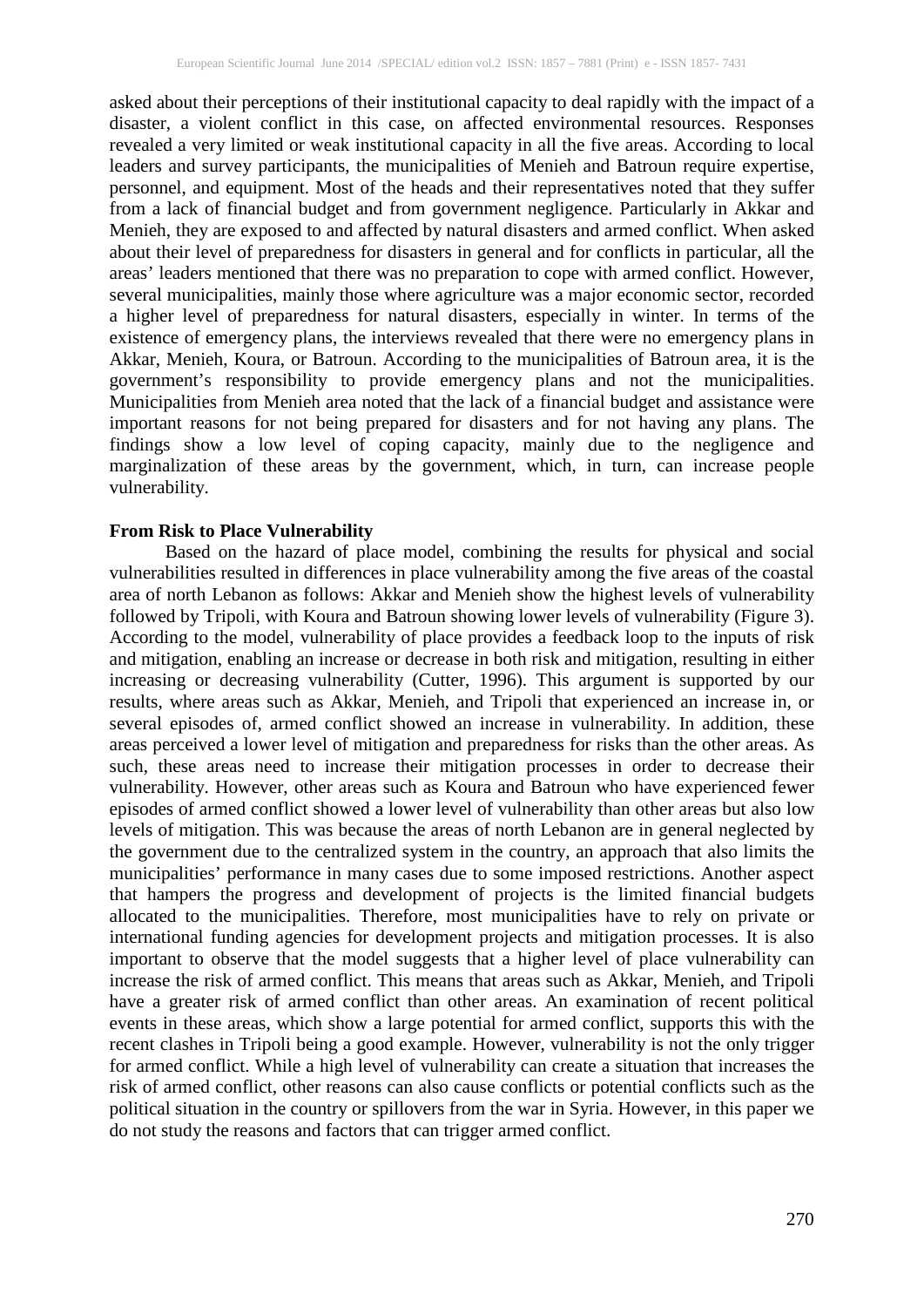asked about their perceptions of their institutional capacity to deal rapidly with the impact of a disaster, a violent conflict in this case, on affected environmental resources. Responses revealed a very limited or weak institutional capacity in all the five areas. According to local leaders and survey participants, the municipalities of Menieh and Batroun require expertise, personnel, and equipment. Most of the heads and their representatives noted that they suffer from a lack of financial budget and from government negligence. Particularly in Akkar and Menieh, they are exposed to and affected by natural disasters and armed conflict. When asked about their level of preparedness for disasters in general and for conflicts in particular, all the areas' leaders mentioned that there was no preparation to cope with armed conflict. However, several municipalities, mainly those where agriculture was a major economic sector, recorded a higher level of preparedness for natural disasters, especially in winter. In terms of the existence of emergency plans, the interviews revealed that there were no emergency plans in Akkar, Menieh, Koura, or Batroun. According to the municipalities of Batroun area, it is the government's responsibility to provide emergency plans and not the municipalities. Municipalities from Menieh area noted that the lack of a financial budget and assistance were important reasons for not being prepared for disasters and for not having any plans. The findings show a low level of coping capacity, mainly due to the negligence and marginalization of these areas by the government, which, in turn, can increase people vulnerability.

**From Risk to Place Vulnerability**

Based on the hazard of place model, combining the results for physical and social vulnerabilities resulted in differences in place vulnerability among the five areas of the coastal area of north Lebanon as follows: Akkar and Menieh show the highest levels of vulnerability followed by Tripoli, with Koura and Batroun showing lower levels of vulnerability (Figure 3). According to the model, vulnerability of place provides a feedback loop to the inputs of risk and mitigation, enabling an increase or decrease in both risk and mitigation, resulting in either increasing or decreasing vulnerability (Cutter, 1996). This argument is supported by our results, where areas such as Akkar, Menieh, and Tripoli that experienced an increase in, or several episodes of, armed conflict showed an increase in vulnerability. In addition, these areas perceived a lower level of mitigation and preparedness for risks than the other areas. As such, these areas need to increase their mitigation processes in order to decrease their vulnerability. However, other areas such as Koura and Batroun who have experienced fewer episodes of armed conflict showed a lower level of vulnerability than other areas but also low levels of mitigation. This was because the areas of north Lebanon are in general neglected by the government due to the centralized system in the country, an approach that also limits the municipalities' performance in many cases due to some imposed restrictions. Another aspect that hampers the progress and development of projects is the limited financial budgets allocated to the municipalities. Therefore, most municipalities have to rely on private or international funding agencies for development projects and mitigation processes. It is also important to observe that the model suggests that a higher level of place vulnerability can increase the risk of armed conflict. This means that areas such as Akkar, Menieh, and Tripoli have a greater risk of armed conflict than other areas. An examination of recent political events in these areas, which show a large potential for armed conflict, supports this with the recent clashes in Tripoli being a good example. However, vulnerability is not the only trigger for armed conflict. While a high level of vulnerability can create a situation that increases the risk of armed conflict, other reasons can also cause conflicts or potential conflicts such as the political situation in the country or spillovers from the war in Syria. However, in this paper we do not study the reasons and factors that can trigger armed conflict.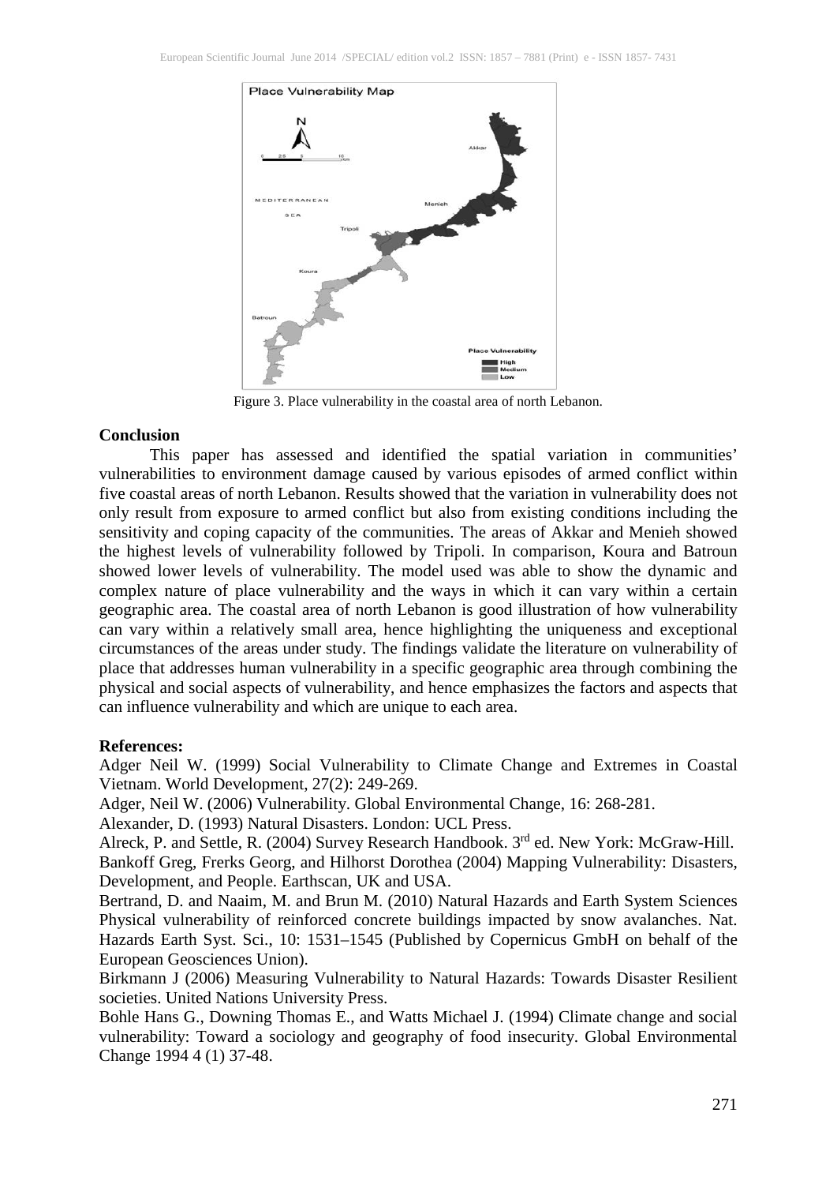Figure 3. Place vulnerability in the coastal area of north Lebanon.

## Conclusion

This paper has assessed and identified the spatial variation in communities' vulnerabilities to environment damage caused by various episodes of armed conflict within five coastal areas of north Lebanon. Results showed that the variation in vulnerability does not only result from exposure to armed conflict but also from existing conditions including the sensitivity and coping capacity of the communities. The areas of Akkar and Menieh showed the highest levels of vulnerability followed by Tripoli. In comparison, Koura and Batroun showed lower levels of vulnerability. The model used was able to show the dynamic and complex nature of place vulnerability and the ways in which it can vary within a certain geographic area. The coastal area of north Lebanon is good illustration of how vulnerability can vary within a relatively small area, hence highlighting the uniqueness and exceptional circumstances of the areas under study. The findings validate the literature on vulnerability of place that addresses human vulnerability in a specific geographic area through combining the physical and social aspects of vulnerability, and hence emphasizes the factors and aspects that can influence vulnerability and which are unique to each area.

## References:

Adger Neil W. (1999) Social Vulnerability to Climate Change and Extremes in Coastal Vietnam. World Development, 27(2): 249-269.

Adger, Neil W. (2006) Vulnerability. Global Environmental Change, 16: 268-281.

Alexander, D. (1993) Natural Disasters. London: UCL Press.

Alreck, P. and Settle, R. (2004) Survey Research Handbook. 3rd ed. New York: McGraw-Hill.

Bankoff Greg, Frerks Georg, and Hilhorst Dorothea (2004) Mapping Vulnerability: Disasters, Development, and People. Earthscan, UK and USA.

Bertrand, D. and Naaim, M. and Brun M. (2010) Natural Hazards and Earth System Sciences Physical vulnerability of reinforced concrete buildings impacted by snow avalanches. Nat. Hazards Earth Syst. Sci., 10: 1531–1545 (Published by Copernicus GmbH on behalf of the European Geosciences Union).

Birkmann J (2006) Measuring Vulnerability to Natural Hazards: Towards Disaster Resilient societies. United Nations University Press.

Bohle Hans G., Downing Thomas E., and Watts Michael J. (1994) Climate change and social vulnerability: Toward a sociology and geography of food insecurity. Global Environmental Change 1994 4 (1) 37-48.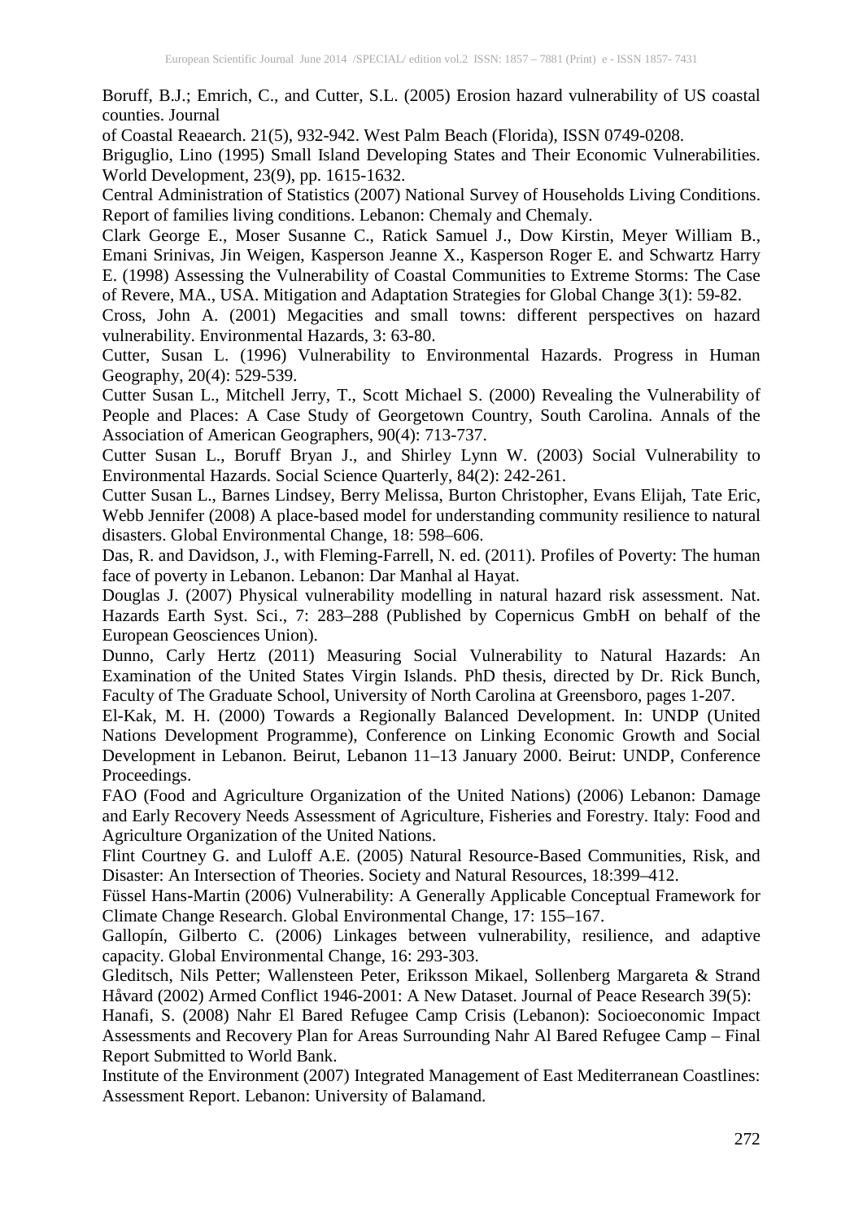Boruff, B.J.; Emrich, C., and Cutter, S.L. (2005) Erosion hazard vulnerability of US coastal counties. Journal
of Coastal Reaearch. 21(5), 932-942. West Palm Beach (Florida), ISSN 0749-0208.

Briguglio, Lino (1995) Small Island Developing States and Their Economic Vulnerabilities. World Development, 23(9), pp. 1615-1632.

Central Administration of Statistics (2007) National Survey of Households Living Conditions. Report of families living conditions. Lebanon: Chemaly and Chemaly.

Clark George E., Moser Susanne C., Ratick Samuel J., Dow Kirstin, Meyer William B., Emani Srinivas, Jin Weigen, Kasperson Jeanne X., Kasperson Roger E. and Schwartz Harry E. (1998) Assessing the Vulnerability of Coastal Communities to Extreme Storms: The Case of Revere, MA., USA. Mitigation and Adaptation Strategies for Global Change 3(1): 59-82.

Cross, John A. (2001) Megacities and small towns: different perspectives on hazard vulnerability. Environmental Hazards, 3: 63-80.

Cutter, Susan L. (1996) Vulnerability to Environmental Hazards. Progress in Human Geography, 20(4): 529-539.

Cutter Susan L., Mitchell Jerry, T., Scott Michael S. (2000) Revealing the Vulnerability of People and Places: A Case Study of Georgetown Country, South Carolina. Annals of the Association of American Geographers, 90(4): 713-737.

Cutter Susan L., Boruff Bryan J., and Shirley Lynn W. (2003) Social Vulnerability to Environmental Hazards. Social Science Quarterly, 84(2): 242-261.

Cutter Susan L., Barnes Lindsey, Berry Melissa, Burton Christopher, Evans Elijah, Tate Eric, Webb Jennifer (2008) A place-based model for understanding community resilience to natural disasters. Global Environmental Change, 18: 598–606.

Das, R. and Davidson, J., with Fleming-Farrell, N. ed. (2011). Profiles of Poverty: The human face of poverty in Lebanon. Lebanon: Dar Manhal al Hayat.

Douglas J. (2007) Physical vulnerability modelling in natural hazard risk assessment. Nat. Hazards Earth Syst. Sci., 7: 283–288 (Published by Copernicus GmbH on behalf of the European Geosciences Union).

Dunno, Carly Hertz (2011) Measuring Social Vulnerability to Natural Hazards: An Examination of the United States Virgin Islands. PhD thesis, directed by Dr. Rick Bunch, Faculty of The Graduate School, University of North Carolina at Greensboro, pages 1-207.

El-Kak, M. H. (2000) Towards a Regionally Balanced Development. In: UNDP (United Nations Development Programme), Conference on Linking Economic Growth and Social Development in Lebanon. Beirut, Lebanon 11–13 January 2000. Beirut: UNDP, Conference Proceedings.

FAO (Food and Agriculture Organization of the United Nations) (2006) Lebanon: Damage and Early Recovery Needs Assessment of Agriculture, Fisheries and Forestry. Italy: Food and Agriculture Organization of the United Nations.

Flint Courtney G. and Luloff A.E. (2005) Natural Resource-Based Communities, Risk, and Disaster: An Intersection of Theories. Society and Natural Resources, 18:399–412.

Füssel Hans-Martin (2006) Vulnerability: A Generally Applicable Conceptual Framework for Climate Change Research. Global Environmental Change, 17: 155–167.

Gallopín, Gilberto C. (2006) Linkages between vulnerability, resilience, and adaptive capacity. Global Environmental Change, 16: 293-303.

Gleditsch, Nils Petter; Wallensteen Peter, Eriksson Mikael, Sollenberg Margareta & Strand Håvard (2002) Armed Conflict 1946-2001: A New Dataset. Journal of Peace Research 39(5):

Hanafi, S. (2008) Nahr El Bared Refugee Camp Crisis (Lebanon): Socioeconomic Impact Assessments and Recovery Plan for Areas Surrounding Nahr Al Bared Refugee Camp – Final Report Submitted to World Bank.

Institute of the Environment (2007) Integrated Management of East Mediterranean Coastlines: Assessment Report. Lebanon: University of Balamand.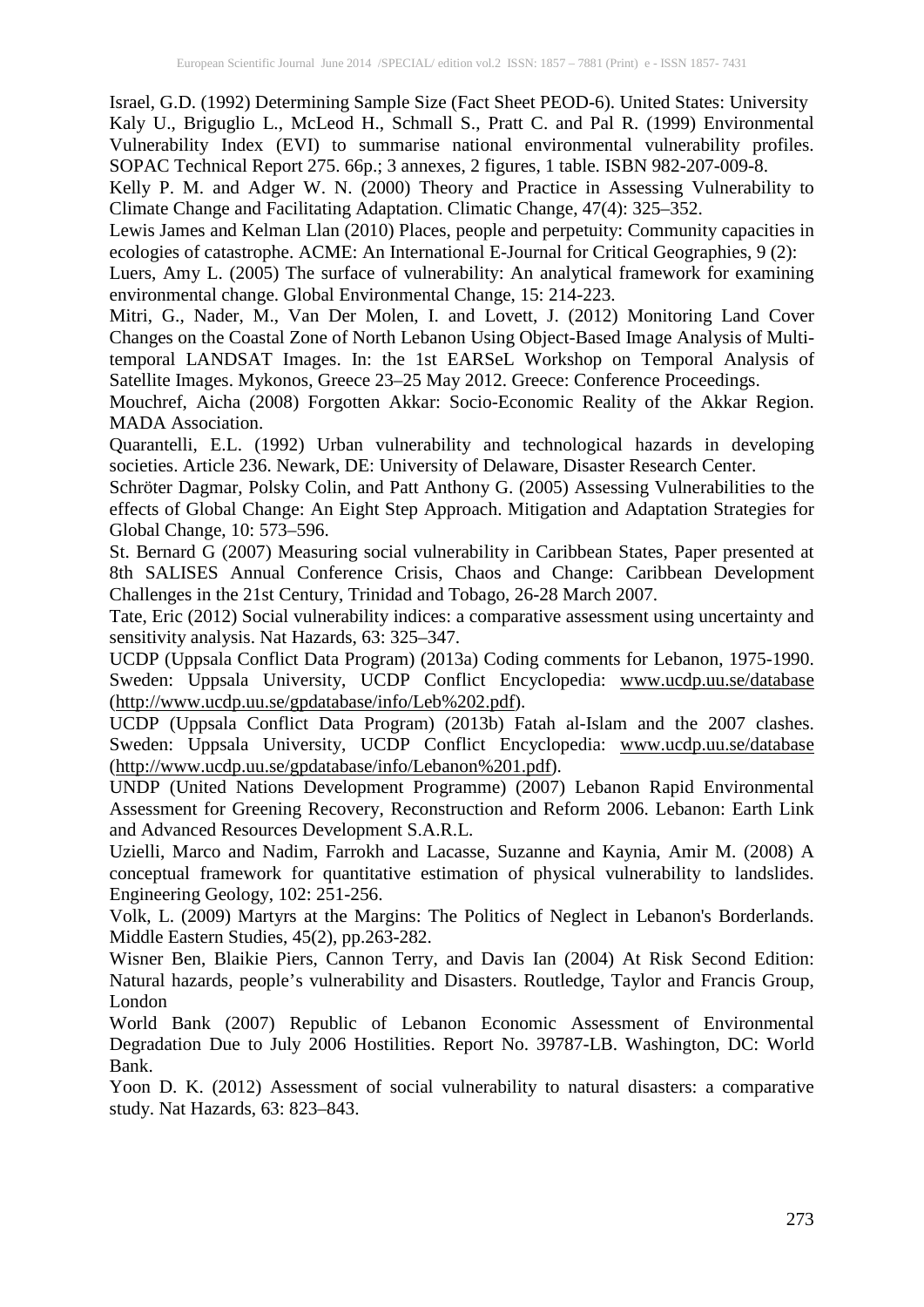Israel, G.D. (1992) Determining Sample Size (Fact Sheet PEOD-6). United States: University

Kaly U., Briguglio L., McLeod H., Schmall S., Pratt C. and Pal R. (1999) Environmental Vulnerability Index (EVI) to summarise national environmental vulnerability profiles. SOPAC Technical Report 275. 66p.; 3 annexes, 2 figures, 1 table. ISBN 982-207-009-8.

Kelly P. M. and Adger W. N. (2000) Theory and Practice in Assessing Vulnerability to Climate Change and Facilitating Adaptation. Climatic Change, 47(4): 325–352.

Lewis James and Kelman Llan (2010) Places, people and perpetuity: Community capacities in ecologies of catastrophe. ACME: An International E-Journal for Critical Geographies, 9 (2):

Luers, Amy L. (2005) The surface of vulnerability: An analytical framework for examining environmental change. Global Environmental Change, 15: 214-223.

Mitri, G., Nader, M., Van Der Molen, I. and Lovett, J. (2012) Monitoring Land Cover Changes on the Coastal Zone of North Lebanon Using Object-Based Image Analysis of Multi-temporal LANDSAT Images. In: the 1st EARSeL Workshop on Temporal Analysis of Satellite Images. Mykonos, Greece 23–25 May 2012. Greece: Conference Proceedings.

Mouchref, Aicha (2008) Forgotten Akkar: Socio-Economic Reality of the Akkar Region. MADA Association.

Quarantelli, E.L. (1992) Urban vulnerability and technological hazards in developing societies. Article 236. Newark, DE: University of Delaware, Disaster Research Center.

Schröter Dagmar, Polsky Colin, and Patt Anthony G. (2005) Assessing Vulnerabilities to the effects of Global Change: An Eight Step Approach. Mitigation and Adaptation Strategies for Global Change, 10: 573–596.

St. Bernard G (2007) Measuring social vulnerability in Caribbean States, Paper presented at 8th SALISES Annual Conference Crisis, Chaos and Change: Caribbean Development Challenges in the 21st Century, Trinidad and Tobago, 26-28 March 2007.

Tate, Eric (2012) Social vulnerability indices: a comparative assessment using uncertainty and sensitivity analysis. Nat Hazards, 63: 325–347.

UCDP (Uppsala Conflict Data Program) (2013a) Coding comments for Lebanon, 1975-1990. Sweden: Uppsala University, UCDP Conflict Encyclopedia: www.ucdp.uu.se/database (http://www.ucdp.uu.se/gpdatabase/info/Leb%202.pdf).

UCDP (Uppsala Conflict Data Program) (2013b) Fatah al-Islam and the 2007 clashes. Sweden: Uppsala University, UCDP Conflict Encyclopedia: www.ucdp.uu.se/database (http://www.ucdp.uu.se/gpdatabase/info/Lebanon%201.pdf).

UNDP (United Nations Development Programme) (2007) Lebanon Rapid Environmental Assessment for Greening Recovery, Reconstruction and Reform 2006. Lebanon: Earth Link and Advanced Resources Development S.A.R.L.

Uzielli, Marco and Nadim, Farrokh and Lacasse, Suzanne and Kaynia, Amir M. (2008) A conceptual framework for quantitative estimation of physical vulnerability to landslides. Engineering Geology, 102: 251-256.

Volk, L. (2009) Martyrs at the Margins: The Politics of Neglect in Lebanon's Borderlands. Middle Eastern Studies, 45(2), pp.263-282.

Wisner Ben, Blaikie Piers, Cannon Terry, and Davis Ian (2004) At Risk Second Edition: Natural hazards, people's vulnerability and Disasters. Routledge, Taylor and Francis Group, London

World Bank (2007) Republic of Lebanon Economic Assessment of Environmental Degradation Due to July 2006 Hostilities. Report No. 39787-LB. Washington, DC: World Bank.

Yoon D. K. (2012) Assessment of social vulnerability to natural disasters: a comparative study. Nat Hazards, 63: 823–843.